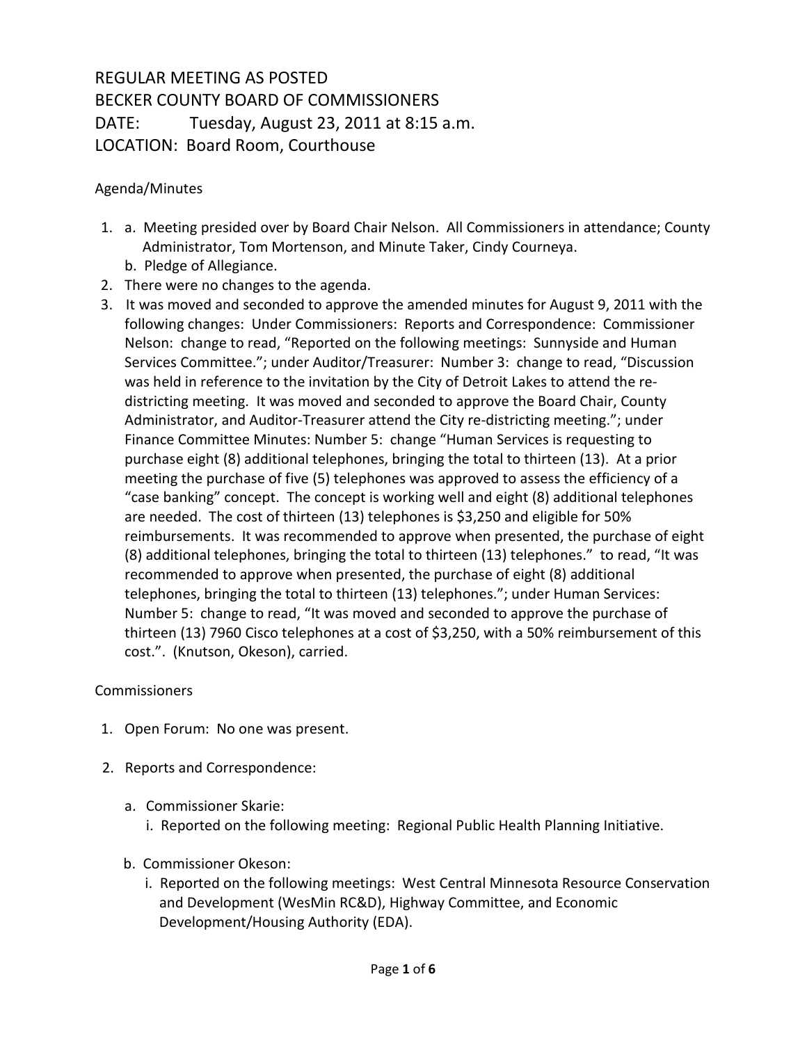# REGULAR MEETING AS POSTED
# BECKER COUNTY BOARD OF COMMISSIONERS
# DATE: Tuesday, August 23, 2011 at 8:15 a.m.
# LOCATION: Board Room, Courthouse

Agenda/Minutes

1. a. Meeting presided over by Board Chair Nelson. All Commissioners in attendance; County Administrator, Tom Mortenson, and Minute Taker, Cindy Courneya.
   b. Pledge of Allegiance.
2. There were no changes to the agenda.
3. It was moved and seconded to approve the amended minutes for August 9, 2011 with the following changes: Under Commissioners: Reports and Correspondence: Commissioner Nelson: change to read, "Reported on the following meetings: Sunnyside and Human Services Committee."; under Auditor/Treasurer: Number 3: change to read, "Discussion was held in reference to the invitation by the City of Detroit Lakes to attend the re-districting meeting. It was moved and seconded to approve the Board Chair, County Administrator, and Auditor-Treasurer attend the City re-districting meeting."; under Finance Committee Minutes: Number 5: change "Human Services is requesting to purchase eight (8) additional telephones, bringing the total to thirteen (13). At a prior meeting the purchase of five (5) telephones was approved to assess the efficiency of a "case banking" concept. The concept is working well and eight (8) additional telephones are needed. The cost of thirteen (13) telephones is $3,250 and eligible for 50% reimbursements. It was recommended to approve when presented, the purchase of eight (8) additional telephones, bringing the total to thirteen (13) telephones." to read, "It was recommended to approve when presented, the purchase of eight (8) additional telephones, bringing the total to thirteen (13) telephones."; under Human Services: Number 5: change to read, "It was moved and seconded to approve the purchase of thirteen (13) 7960 Cisco telephones at a cost of $3,250, with a 50% reimbursement of this cost.". (Knutson, Okeson), carried.

Commissioners

1. Open Forum: No one was present.

2. Reports and Correspondence:

   a. Commissioner Skarie:
      i. Reported on the following meeting: Regional Public Health Planning Initiative.

   b. Commissioner Okeson:
      i. Reported on the following meetings: West Central Minnesota Resource Conservation and Development (WesMin RC&D), Highway Committee, and Economic Development/Housing Authority (EDA).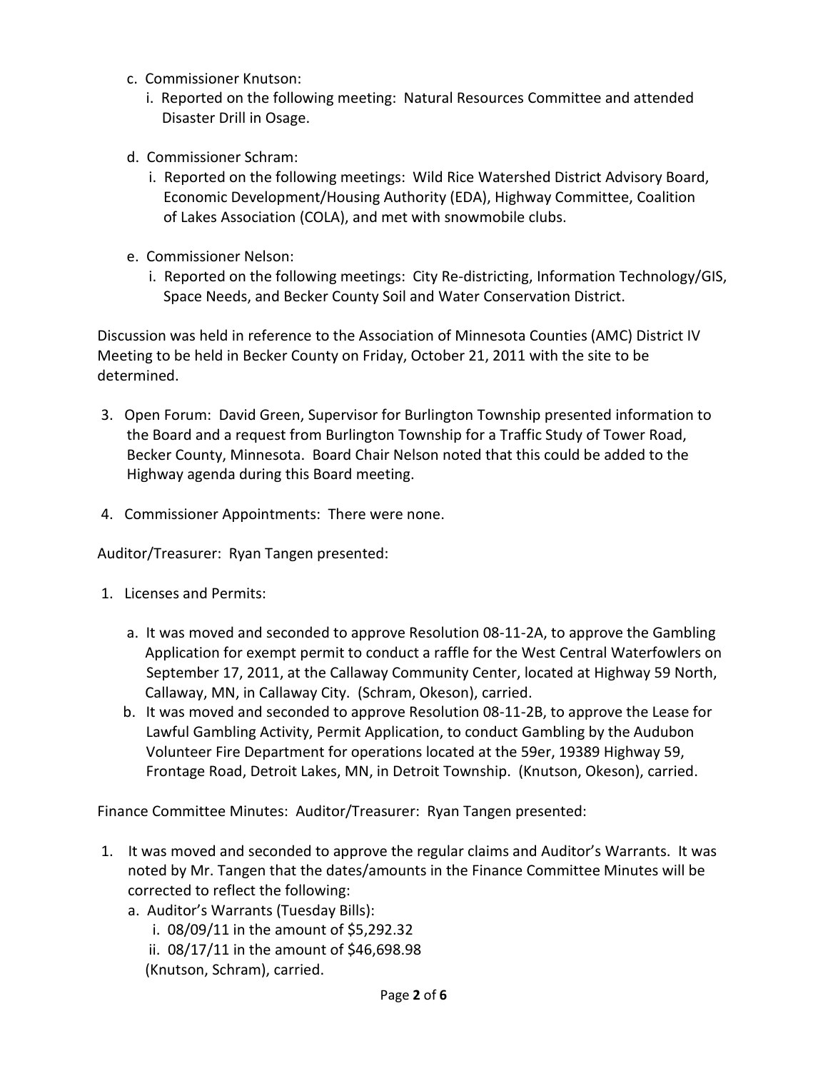c. Commissioner Knutson:
   i. Reported on the following meeting: Natural Resources Committee and attended Disaster Drill in Osage.

d. Commissioner Schram:
   i. Reported on the following meetings: Wild Rice Watershed District Advisory Board, Economic Development/Housing Authority (EDA), Highway Committee, Coalition of Lakes Association (COLA), and met with snowmobile clubs.

e. Commissioner Nelson:
   i. Reported on the following meetings: City Re-districting, Information Technology/GIS, Space Needs, and Becker County Soil and Water Conservation District.

Discussion was held in reference to the Association of Minnesota Counties (AMC) District IV Meeting to be held in Becker County on Friday, October 21, 2011 with the site to be determined.

3. Open Forum: David Green, Supervisor for Burlington Township presented information to the Board and a request from Burlington Township for a Traffic Study of Tower Road, Becker County, Minnesota. Board Chair Nelson noted that this could be added to the Highway agenda during this Board meeting.

4. Commissioner Appointments: There were none.

Auditor/Treasurer: Ryan Tangen presented:

1. Licenses and Permits:

   a. It was moved and seconded to approve Resolution 08-11-2A, to approve the Gambling Application for exempt permit to conduct a raffle for the West Central Waterfowlers on September 17, 2011, at the Callaway Community Center, located at Highway 59 North, Callaway, MN, in Callaway City. (Schram, Okeson), carried.
   b. It was moved and seconded to approve Resolution 08-11-2B, to approve the Lease for Lawful Gambling Activity, Permit Application, to conduct Gambling by the Audubon Volunteer Fire Department for operations located at the 59er, 19389 Highway 59, Frontage Road, Detroit Lakes, MN, in Detroit Township. (Knutson, Okeson), carried.

Finance Committee Minutes: Auditor/Treasurer: Ryan Tangen presented:

1. It was moved and seconded to approve the regular claims and Auditor's Warrants. It was noted by Mr. Tangen that the dates/amounts in the Finance Committee Minutes will be corrected to reflect the following:
   a. Auditor's Warrants (Tuesday Bills):
      i. 08/09/11 in the amount of $5,292.32
      ii. 08/17/11 in the amount of $46,698.98
      (Knutson, Schram), carried.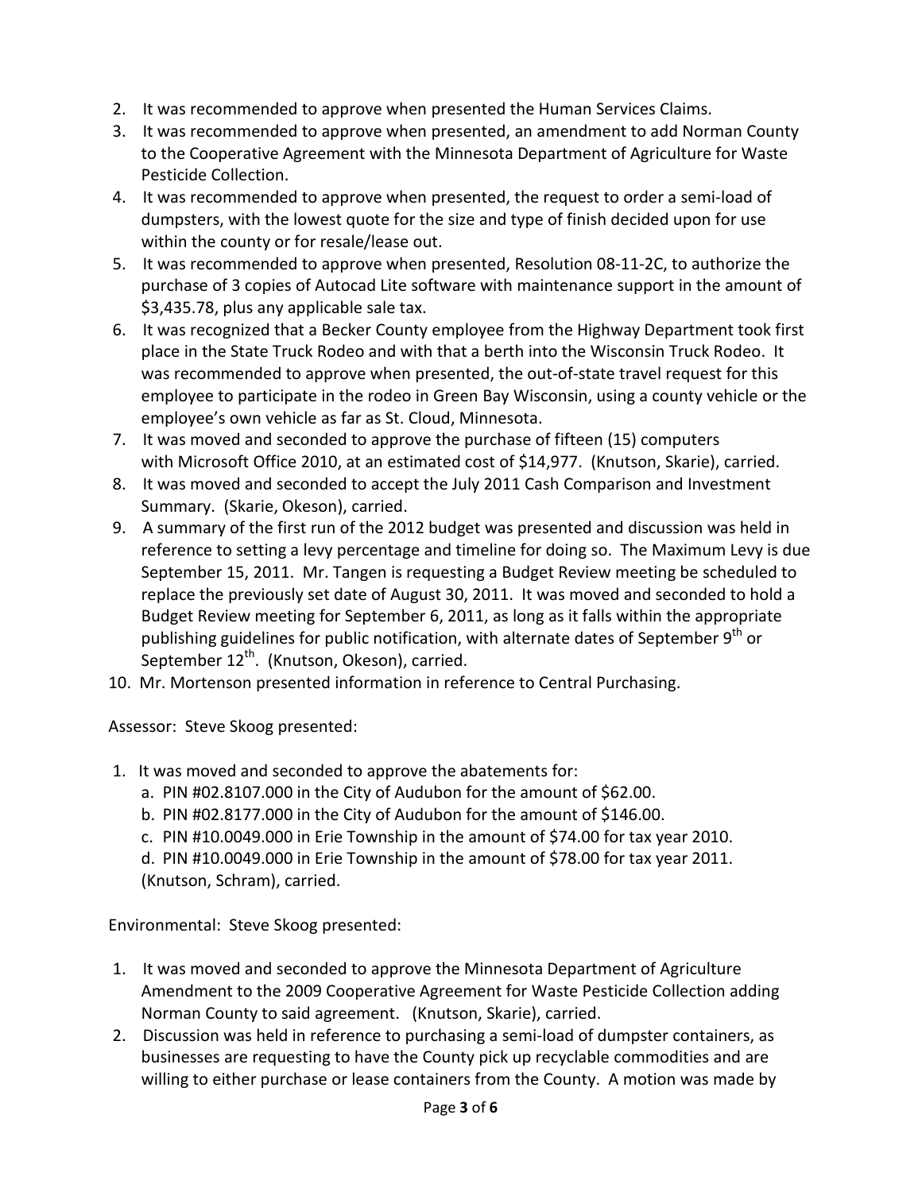2. It was recommended to approve when presented the Human Services Claims.
3. It was recommended to approve when presented, an amendment to add Norman County to the Cooperative Agreement with the Minnesota Department of Agriculture for Waste Pesticide Collection.
4. It was recommended to approve when presented, the request to order a semi-load of dumpsters, with the lowest quote for the size and type of finish decided upon for use within the county or for resale/lease out.
5. It was recommended to approve when presented, Resolution 08-11-2C, to authorize the purchase of 3 copies of Autocad Lite software with maintenance support in the amount of $3,435.78, plus any applicable sale tax.
6. It was recognized that a Becker County employee from the Highway Department took first place in the State Truck Rodeo and with that a berth into the Wisconsin Truck Rodeo. It was recommended to approve when presented, the out-of-state travel request for this employee to participate in the rodeo in Green Bay Wisconsin, using a county vehicle or the employee's own vehicle as far as St. Cloud, Minnesota.
7. It was moved and seconded to approve the purchase of fifteen (15) computers with Microsoft Office 2010, at an estimated cost of $14,977. (Knutson, Skarie), carried.
8. It was moved and seconded to accept the July 2011 Cash Comparison and Investment Summary. (Skarie, Okeson), carried.
9. A summary of the first run of the 2012 budget was presented and discussion was held in reference to setting a levy percentage and timeline for doing so. The Maximum Levy is due September 15, 2011. Mr. Tangen is requesting a Budget Review meeting be scheduled to replace the previously set date of August 30, 2011. It was moved and seconded to hold a Budget Review meeting for September 6, 2011, as long as it falls within the appropriate publishing guidelines for public notification, with alternate dates of September 9th or September 12th. (Knutson, Okeson), carried.
10. Mr. Mortenson presented information in reference to Central Purchasing.

Assessor: Steve Skoog presented:

1. It was moved and seconded to approve the abatements for:
   a. PIN #02.8107.000 in the City of Audubon for the amount of $62.00.
   b. PIN #02.8177.000 in the City of Audubon for the amount of $146.00.
   c. PIN #10.0049.000 in Erie Township in the amount of $74.00 for tax year 2010.
   d. PIN #10.0049.000 in Erie Township in the amount of $78.00 for tax year 2011.
   (Knutson, Schram), carried.

Environmental: Steve Skoog presented:

1. It was moved and seconded to approve the Minnesota Department of Agriculture Amendment to the 2009 Cooperative Agreement for Waste Pesticide Collection adding Norman County to said agreement. (Knutson, Skarie), carried.
2. Discussion was held in reference to purchasing a semi-load of dumpster containers, as businesses are requesting to have the County pick up recyclable commodities and are willing to either purchase or lease containers from the County. A motion was made by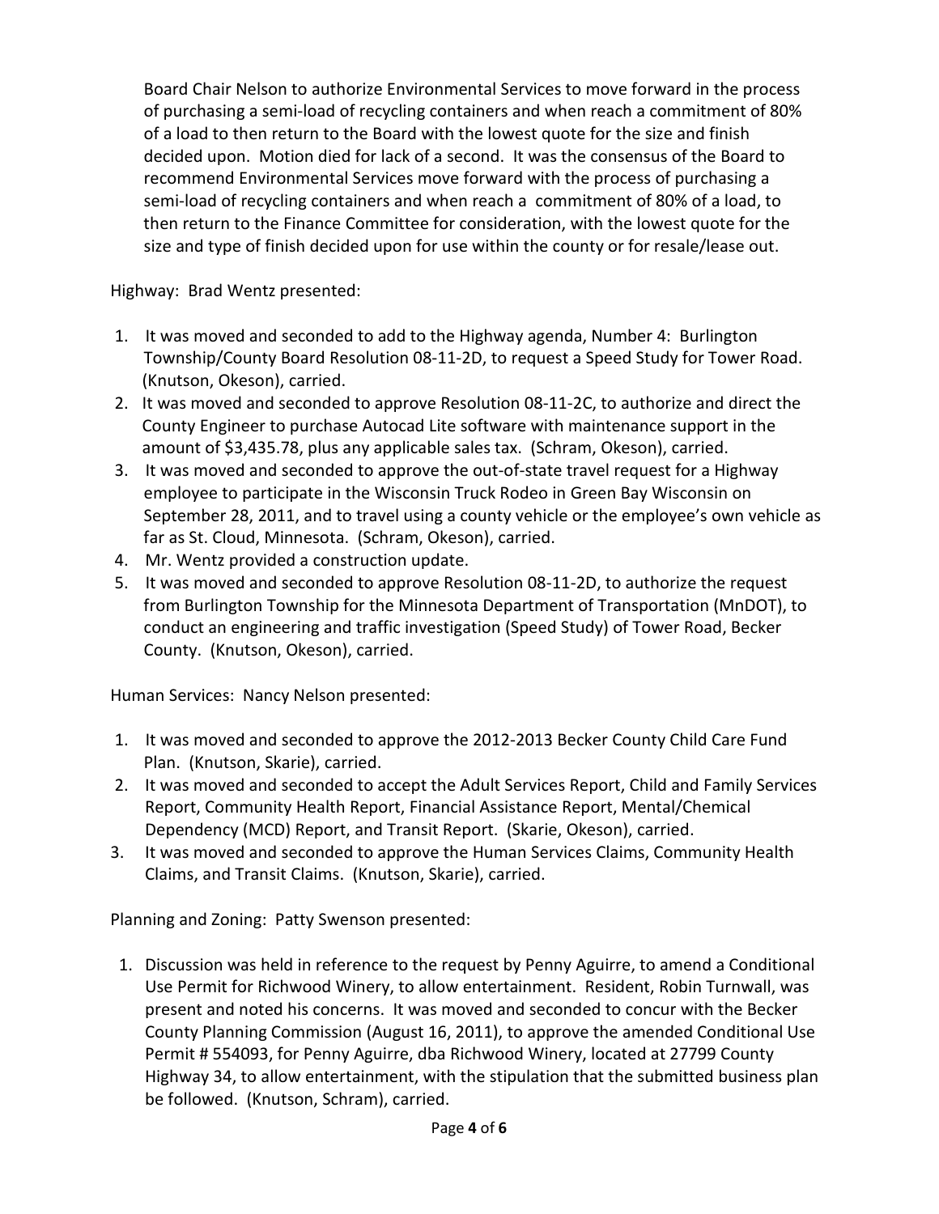Board Chair Nelson to authorize Environmental Services to move forward in the process of purchasing a semi-load of recycling containers and when reach a commitment of 80% of a load to then return to the Board with the lowest quote for the size and finish decided upon. Motion died for lack of a second. It was the consensus of the Board to recommend Environmental Services move forward with the process of purchasing a semi-load of recycling containers and when reach a commitment of 80% of a load, to then return to the Finance Committee for consideration, with the lowest quote for the size and type of finish decided upon for use within the county or for resale/lease out.

Highway: Brad Wentz presented:

1. It was moved and seconded to add to the Highway agenda, Number 4: Burlington Township/County Board Resolution 08-11-2D, to request a Speed Study for Tower Road. (Knutson, Okeson), carried.
2. It was moved and seconded to approve Resolution 08-11-2C, to authorize and direct the County Engineer to purchase Autocad Lite software with maintenance support in the amount of $3,435.78, plus any applicable sales tax. (Schram, Okeson), carried.
3. It was moved and seconded to approve the out-of-state travel request for a Highway employee to participate in the Wisconsin Truck Rodeo in Green Bay Wisconsin on September 28, 2011, and to travel using a county vehicle or the employee's own vehicle as far as St. Cloud, Minnesota. (Schram, Okeson), carried.
4. Mr. Wentz provided a construction update.
5. It was moved and seconded to approve Resolution 08-11-2D, to authorize the request from Burlington Township for the Minnesota Department of Transportation (MnDOT), to conduct an engineering and traffic investigation (Speed Study) of Tower Road, Becker County. (Knutson, Okeson), carried.

Human Services: Nancy Nelson presented:

1. It was moved and seconded to approve the 2012-2013 Becker County Child Care Fund Plan. (Knutson, Skarie), carried.
2. It was moved and seconded to accept the Adult Services Report, Child and Family Services Report, Community Health Report, Financial Assistance Report, Mental/Chemical Dependency (MCD) Report, and Transit Report. (Skarie, Okeson), carried.
3. It was moved and seconded to approve the Human Services Claims, Community Health Claims, and Transit Claims. (Knutson, Skarie), carried.

Planning and Zoning: Patty Swenson presented:

1. Discussion was held in reference to the request by Penny Aguirre, to amend a Conditional Use Permit for Richwood Winery, to allow entertainment. Resident, Robin Turnwall, was present and noted his concerns. It was moved and seconded to concur with the Becker County Planning Commission (August 16, 2011), to approve the amended Conditional Use Permit # 554093, for Penny Aguirre, dba Richwood Winery, located at 27799 County Highway 34, to allow entertainment, with the stipulation that the submitted business plan be followed. (Knutson, Schram), carried.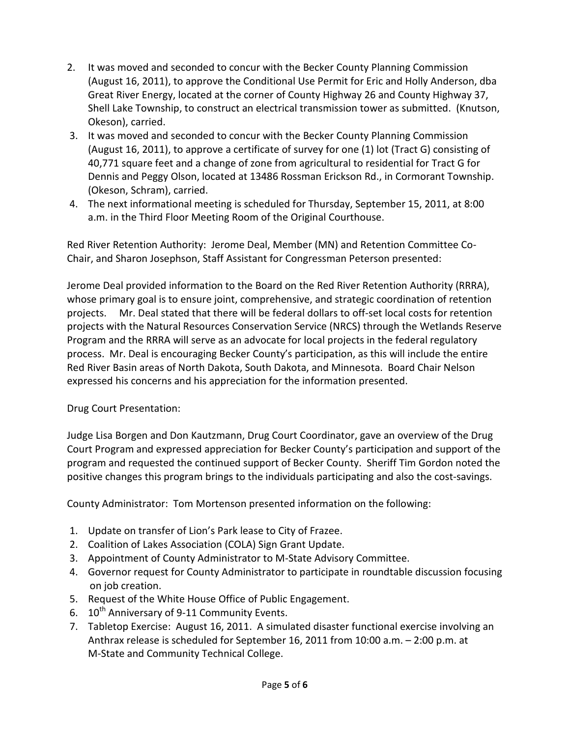2. It was moved and seconded to concur with the Becker County Planning Commission (August 16, 2011), to approve the Conditional Use Permit for Eric and Holly Anderson, dba Great River Energy, located at the corner of County Highway 26 and County Highway 37, Shell Lake Township, to construct an electrical transmission tower as submitted. (Knutson, Okeson), carried.
3. It was moved and seconded to concur with the Becker County Planning Commission (August 16, 2011), to approve a certificate of survey for one (1) lot (Tract G) consisting of 40,771 square feet and a change of zone from agricultural to residential for Tract G for Dennis and Peggy Olson, located at 13486 Rossman Erickson Rd., in Cormorant Township. (Okeson, Schram), carried.
4. The next informational meeting is scheduled for Thursday, September 15, 2011, at 8:00 a.m. in the Third Floor Meeting Room of the Original Courthouse.

Red River Retention Authority: Jerome Deal, Member (MN) and Retention Committee Co-Chair, and Sharon Josephson, Staff Assistant for Congressman Peterson presented:

Jerome Deal provided information to the Board on the Red River Retention Authority (RRRA), whose primary goal is to ensure joint, comprehensive, and strategic coordination of retention projects. Mr. Deal stated that there will be federal dollars to off-set local costs for retention projects with the Natural Resources Conservation Service (NRCS) through the Wetlands Reserve Program and the RRRA will serve as an advocate for local projects in the federal regulatory process. Mr. Deal is encouraging Becker County's participation, as this will include the entire Red River Basin areas of North Dakota, South Dakota, and Minnesota. Board Chair Nelson expressed his concerns and his appreciation for the information presented.

Drug Court Presentation:

Judge Lisa Borgen and Don Kautzmann, Drug Court Coordinator, gave an overview of the Drug Court Program and expressed appreciation for Becker County's participation and support of the program and requested the continued support of Becker County. Sheriff Tim Gordon noted the positive changes this program brings to the individuals participating and also the cost-savings.

County Administrator: Tom Mortenson presented information on the following:

1. Update on transfer of Lion's Park lease to City of Frazee.
2. Coalition of Lakes Association (COLA) Sign Grant Update.
3. Appointment of County Administrator to M-State Advisory Committee.
4. Governor request for County Administrator to participate in roundtable discussion focusing on job creation.
5. Request of the White House Office of Public Engagement.
6. 10th Anniversary of 9-11 Community Events.
7. Tabletop Exercise: August 16, 2011. A simulated disaster functional exercise involving an Anthrax release is scheduled for September 16, 2011 from 10:00 a.m. – 2:00 p.m. at M-State and Community Technical College.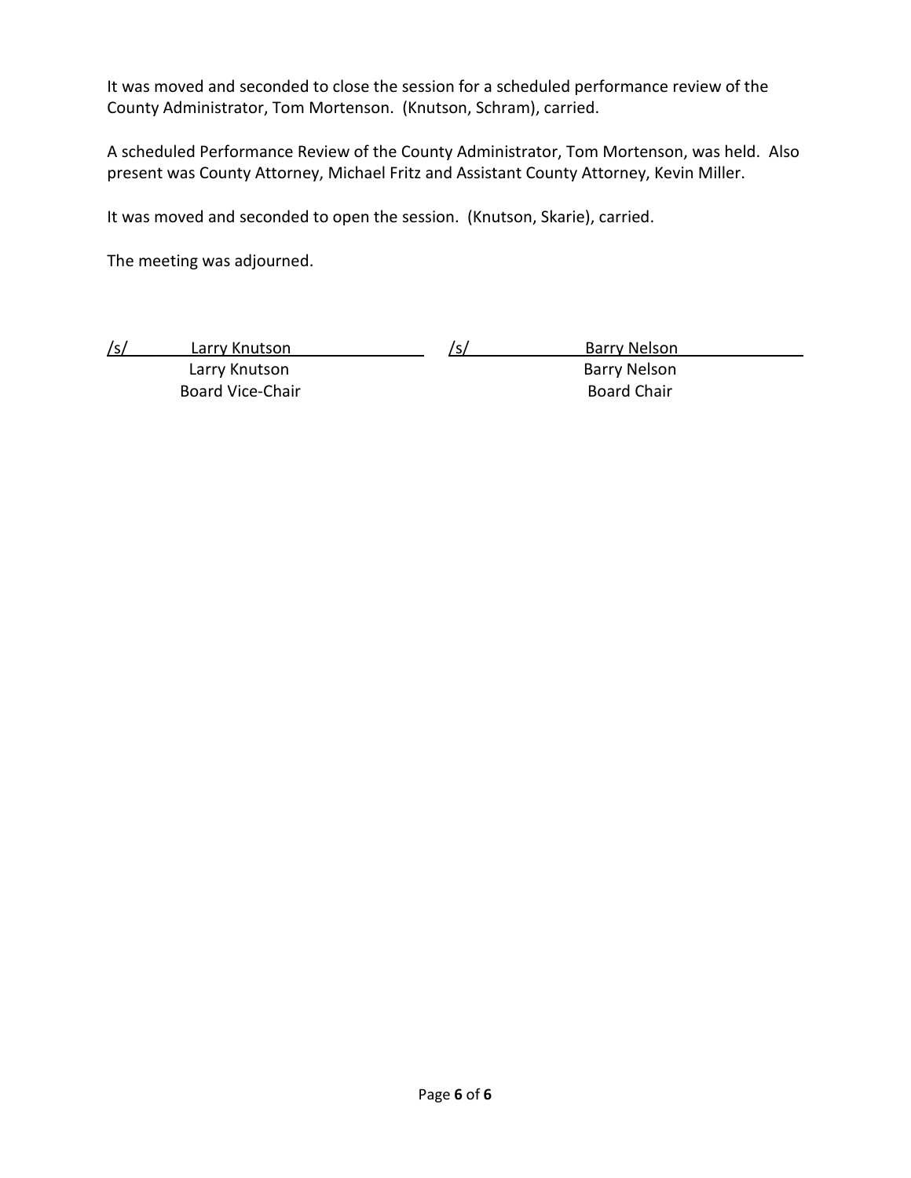It was moved and seconded to close the session for a scheduled performance review of the County Administrator, Tom Mortenson. (Knutson, Schram), carried.

A scheduled Performance Review of the County Administrator, Tom Mortenson, was held. Also present was County Attorney, Michael Fritz and Assistant County Attorney, Kevin Miller.

It was moved and seconded to open the session. (Knutson, Skarie), carried.

The meeting was adjourned.

| | |
|---|---|
| /s/ Larry Knutson | /s/ Barry Nelson |
| Larry Knutson | Barry Nelson |
| Board Vice-Chair | Board Chair |